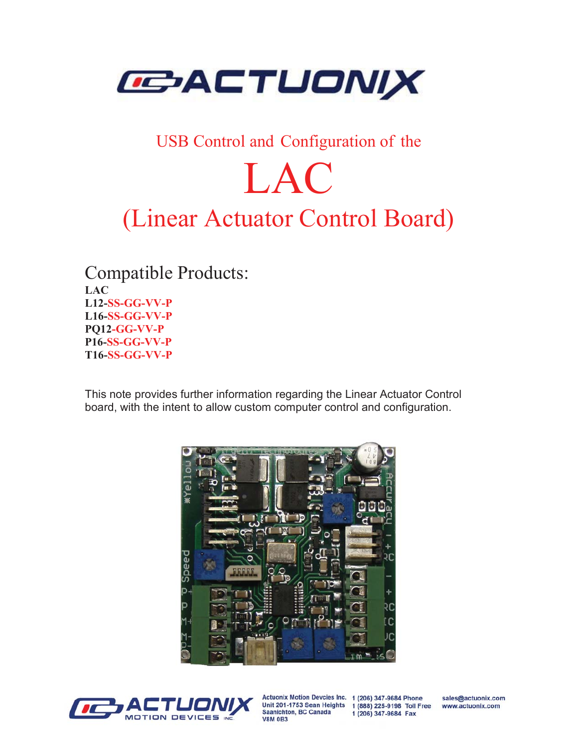# USB Control and Configuration of the

# LAC

# (Linear Actuator Control Board)

## Compatible Products:

**LAC**
**L12-SS-GG-VV-P**
**L16-SS-GG-VV-P**
**PQ12-GG-VV-P**
**P16-SS-GG-VV-P**
**T16-SS-GG-VV-P**

This note provides further information regarding the Linear Actuator Control board, with the intent to allow custom computer control and configuration.

Actuonix Motion Devcies Inc.
Unit 201-1753 Sean Heights
Saanichton, BC Canada
V8M 0B3

1 (206) 347-9684 Phone
1 (888) 225-9198 Toll Free
1 (206) 347-9684 Fax

sales@actuonix.com
www.actuonix.com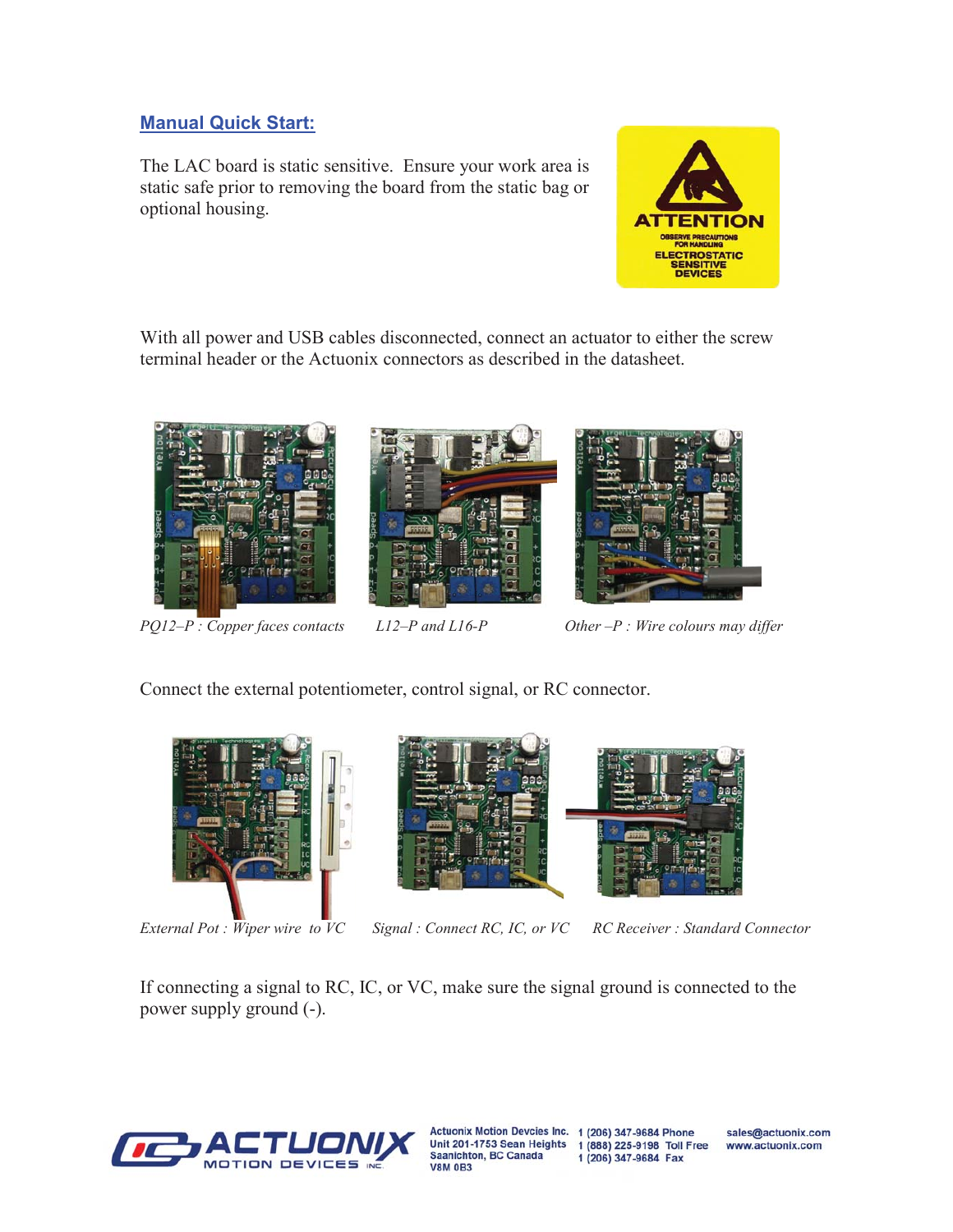## Manual Quick Start:

The LAC board is static sensitive. Ensure your work area is static safe prior to removing the board from the static bag or optional housing.

With all power and USB cables disconnected, connect an actuator to either the screw terminal header or the Actuonix connectors as described in the datasheet.

*PQ12–P : Copper faces contacts*  *L12–P and L16-P*  *Other –P : Wire colours may differ*

Connect the external potentiometer, control signal, or RC connector.

*External Pot : Wiper wire to VC*  *Signal : Connect RC, IC, or VC*  *RC Receiver : Standard Connector*

If connecting a signal to RC, IC, or VC, make sure the signal ground is connected to the power supply ground (-).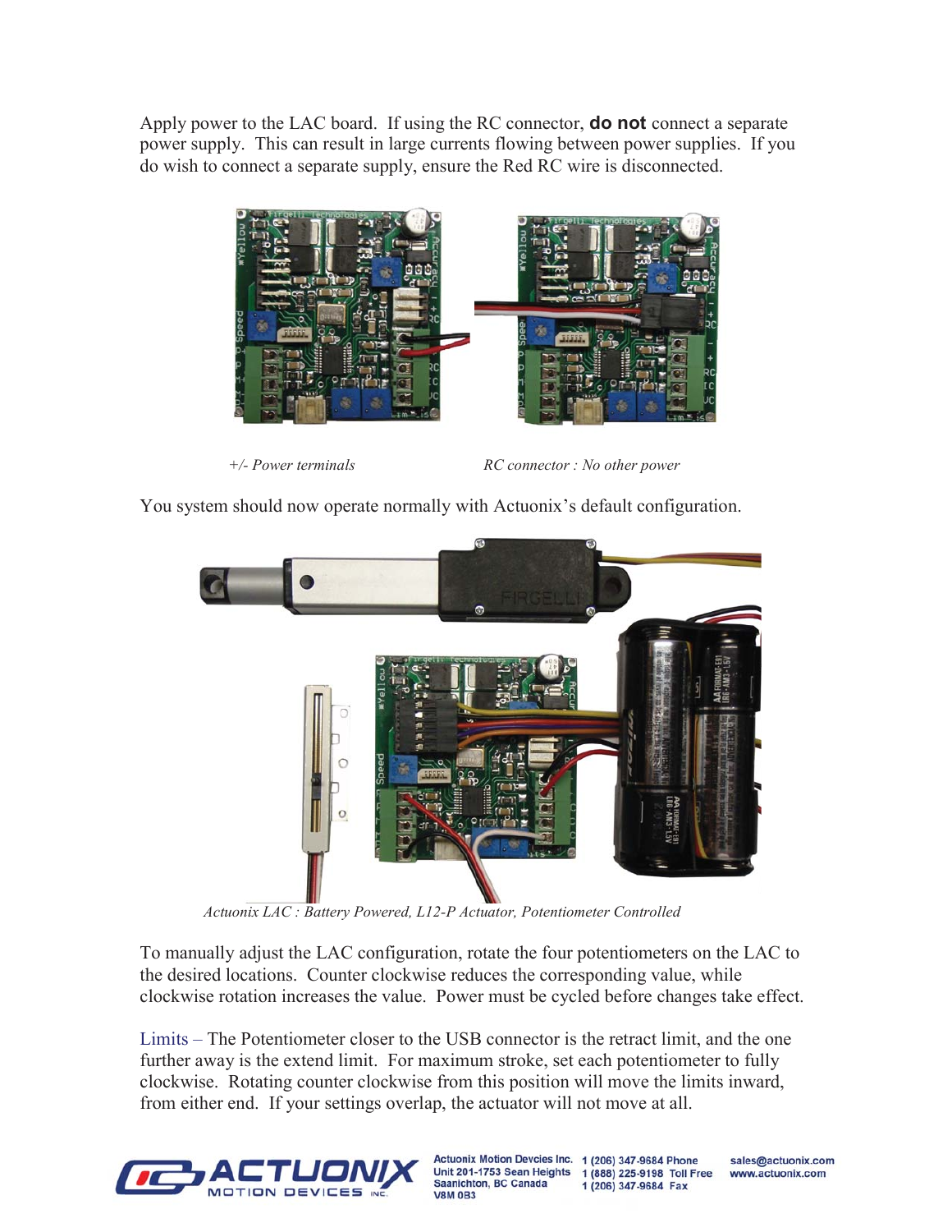Apply power to the LAC board. If using the RC connector, **do not** connect a separate power supply. This can result in large currents flowing between power supplies. If you do wish to connect a separate supply, ensure the Red RC wire is disconnected.

*+/- Power terminals* *RC connector : No other power*

You system should now operate normally with Actuonix's default configuration.

*Actuonix LAC : Battery Powered, L12-P Actuator, Potentiometer Controlled*

To manually adjust the LAC configuration, rotate the four potentiometers on the LAC to the desired locations. Counter clockwise reduces the corresponding value, while clockwise rotation increases the value. Power must be cycled before changes take effect.

Limits – The Potentiometer closer to the USB connector is the retract limit, and the one further away is the extend limit. For maximum stroke, set each potentiometer to fully clockwise. Rotating counter clockwise from this position will move the limits inward, from either end. If your settings overlap, the actuator will not move at all.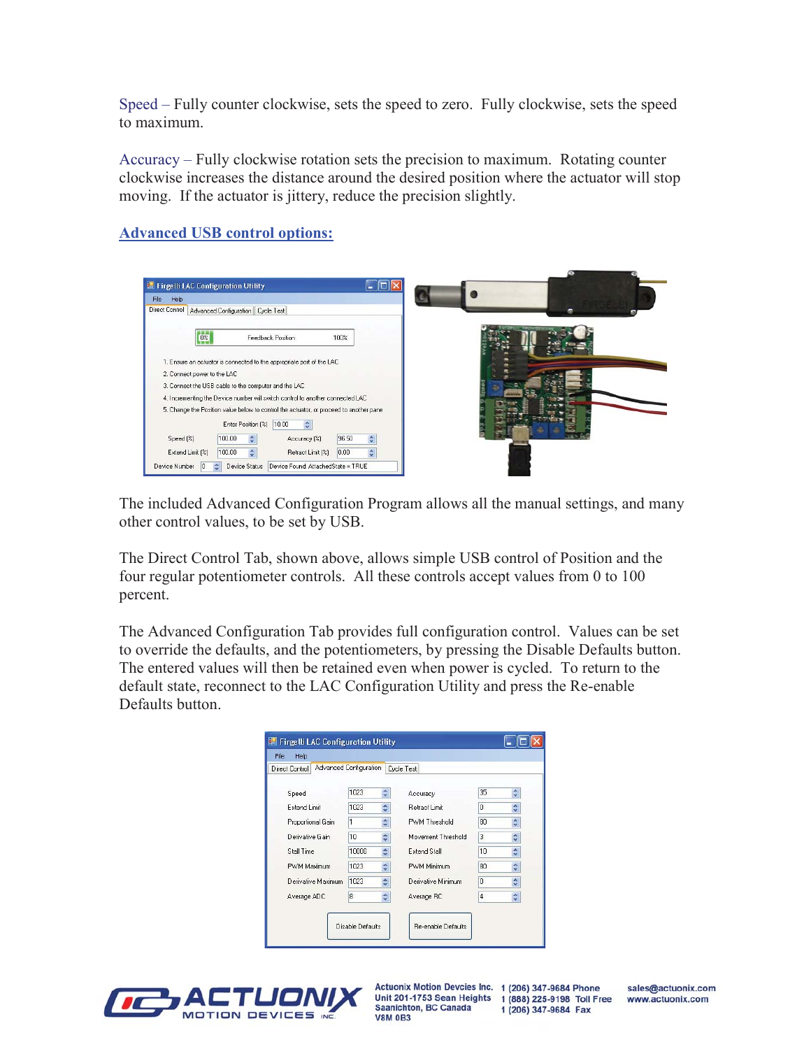Speed – Fully counter clockwise, sets the speed to zero. Fully clockwise, sets the speed to maximum.

Accuracy – Fully clockwise rotation sets the precision to maximum. Rotating counter clockwise increases the distance around the desired position where the actuator will stop moving. If the actuator is jittery, reduce the precision slightly.

## Advanced USB control options:

The included Advanced Configuration Program allows all the manual settings, and many other control values, to be set by USB.

The Direct Control Tab, shown above, allows simple USB control of Position and the four regular potentiometer controls. All these controls accept values from 0 to 100 percent.

The Advanced Configuration Tab provides full configuration control. Values can be set to override the defaults, and the potentiometers, by pressing the Disable Defaults button. The entered values will then be retained even when power is cycled. To return to the default state, reconnect to the LAC Configuration Utility and press the Re-enable Defaults button.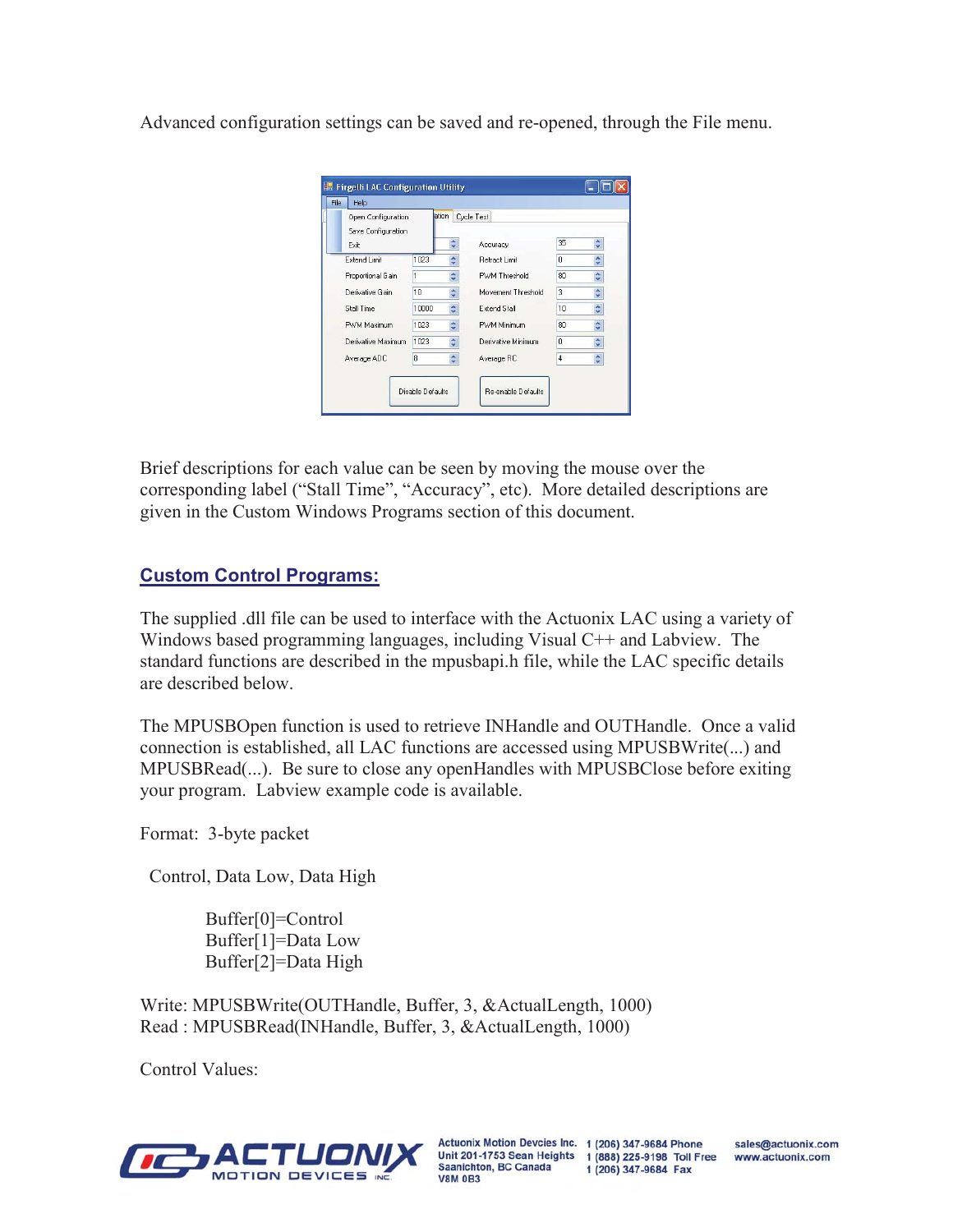Advanced configuration settings can be saved and re-opened, through the File menu.

Brief descriptions for each value can be seen by moving the mouse over the corresponding label (“Stall Time”, “Accuracy”, etc). More detailed descriptions are given in the Custom Windows Programs section of this document.

## Custom Control Programs:

The supplied .dll file can be used to interface with the Actuonix LAC using a variety of Windows based programming languages, including Visual C++ and Labview. The standard functions are described in the mpusbapi.h file, while the LAC specific details are described below.

The MPUSBOpen function is used to retrieve INHandle and OUTHandle. Once a valid connection is established, all LAC functions are accessed using MPUSBWrite(...) and MPUSBRead(...). Be sure to close any openHandles with MPUSBClose before exiting your program. Labview example code is available.

Format: 3-byte packet

Control, Data Low, Data High

Buffer[0]=Control
Buffer[1]=Data Low
Buffer[2]=Data High

Write: MPUSBWrite(OUTHandle, Buffer, 3, &ActualLength, 1000)
Read : MPUSBRead(INHandle, Buffer, 3, &ActualLength, 1000)

Control Values: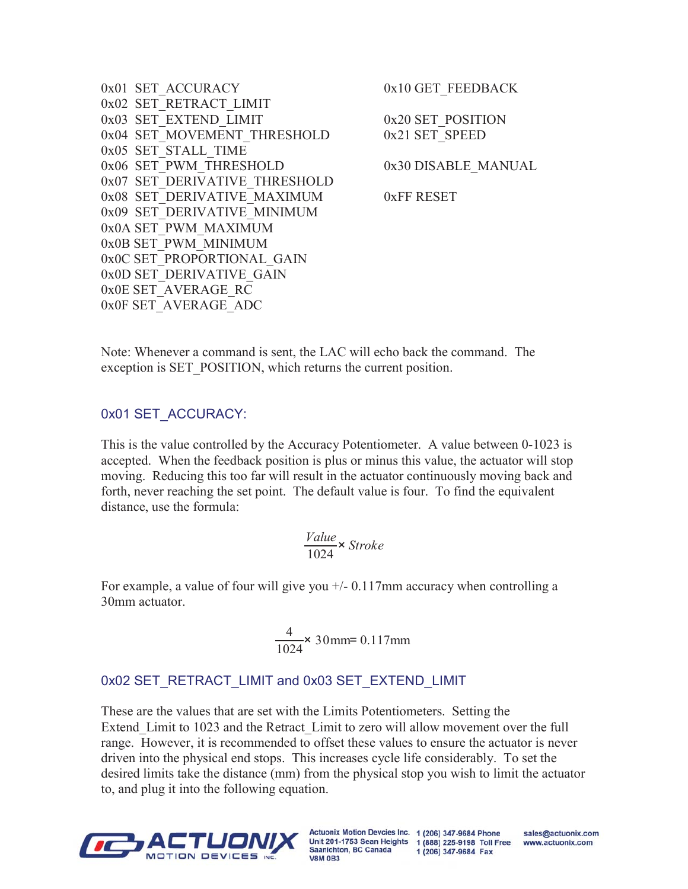0x01 SET_ACCURACY
0x02 SET_RETRACT_LIMIT
0x03 SET_EXTEND_LIMIT
0x04 SET_MOVEMENT_THRESHOLD
0x05 SET_STALL_TIME
0x06 SET_PWM_THRESHOLD
0x07 SET_DERIVATIVE_THRESHOLD
0x08 SET_DERIVATIVE_MAXIMUM
0x09 SET_DERIVATIVE_MINIMUM
0x0A SET_PWM_MAXIMUM
0x0B SET_PWM_MINIMUM
0x0C SET_PROPORTIONAL_GAIN
0x0D SET_DERIVATIVE_GAIN
0x0E SET_AVERAGE_RC
0x0F SET_AVERAGE_ADC

0x10 GET_FEEDBACK

0x20 SET_POSITION
0x21 SET_SPEED

0x30 DISABLE_MANUAL

0xFF RESET

Note: Whenever a command is sent, the LAC will echo back the command. The exception is SET_POSITION, which returns the current position.

## 0x01 SET_ACCURACY:

This is the value controlled by the Accuracy Potentiometer. A value between 0-1023 is accepted. When the feedback position is plus or minus this value, the actuator will stop moving. Reducing this too far will result in the actuator continuously moving back and forth, never reaching the set point. The default value is four. To find the equivalent distance, use the formula:

$$\frac{Value}{1024} \times Stroke$$

For example, a value of four will give you +/- 0.117mm accuracy when controlling a 30mm actuator.

$$\frac{4}{1024} \times 30\text{mm} = 0.117\text{mm}$$

## 0x02 SET_RETRACT_LIMIT and 0x03 SET_EXTEND_LIMIT

These are the values that are set with the Limits Potentiometers. Setting the Extend_Limit to 1023 and the Retract_Limit to zero will allow movement over the full range. However, it is recommended to offset these values to ensure the actuator is never driven into the physical end stops. This increases cycle life considerably. To set the desired limits take the distance (mm) from the physical stop you wish to limit the actuator to, and plug it into the following equation.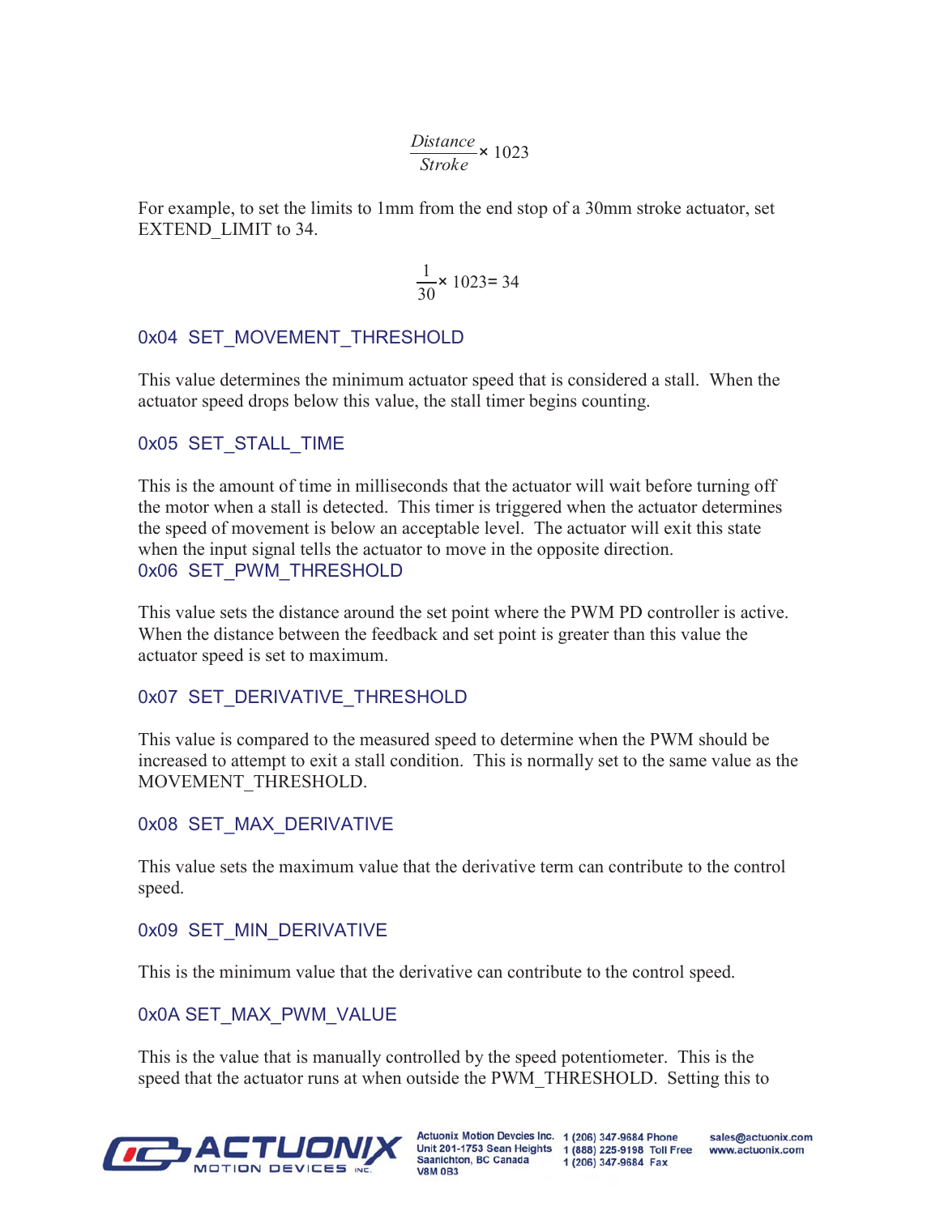$$\frac{Distance}{Stroke} \times 1023$$

For example, to set the limits to 1mm from the end stop of a 30mm stroke actuator, set EXTEND_LIMIT to 34.

$$\frac{1}{30} \times 1023 = 34$$

### 0x04 SET_MOVEMENT_THRESHOLD

This value determines the minimum actuator speed that is considered a stall. When the actuator speed drops below this value, the stall timer begins counting.

### 0x05 SET_STALL_TIME

This is the amount of time in milliseconds that the actuator will wait before turning off the motor when a stall is detected. This timer is triggered when the actuator determines the speed of movement is below an acceptable level. The actuator will exit this state when the input signal tells the actuator to move in the opposite direction.

### 0x06 SET_PWM_THRESHOLD

This value sets the distance around the set point where the PWM PD controller is active. When the distance between the feedback and set point is greater than this value the actuator speed is set to maximum.

### 0x07 SET_DERIVATIVE_THRESHOLD

This value is compared to the measured speed to determine when the PWM should be increased to attempt to exit a stall condition. This is normally set to the same value as the MOVEMENT_THRESHOLD.

### 0x08 SET_MAX_DERIVATIVE

This value sets the maximum value that the derivative term can contribute to the control speed.

### 0x09 SET_MIN_DERIVATIVE

This is the minimum value that the derivative can contribute to the control speed.

### 0x0A SET_MAX_PWM_VALUE

This is the value that is manually controlled by the speed potentiometer. This is the speed that the actuator runs at when outside the PWM_THRESHOLD. Setting this to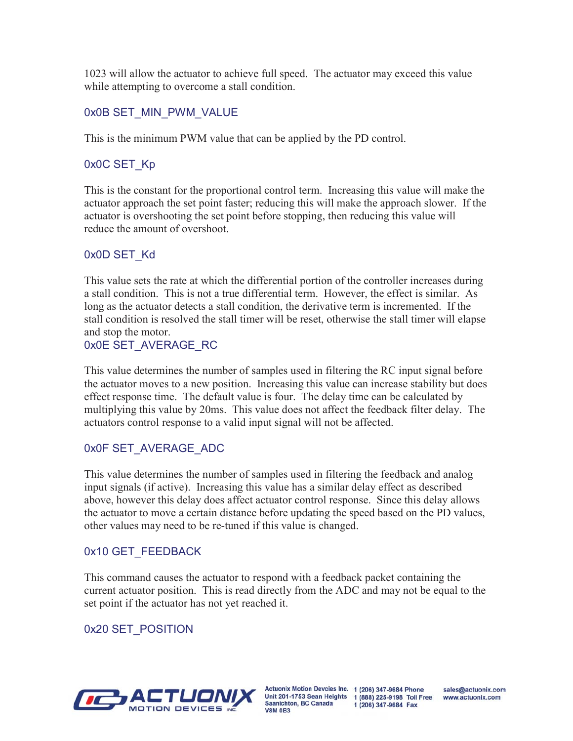1023 will allow the actuator to achieve full speed. The actuator may exceed this value while attempting to overcome a stall condition.

### 0x0B SET_MIN_PWM_VALUE

This is the minimum PWM value that can be applied by the PD control.

### 0x0C SET_Kp

This is the constant for the proportional control term. Increasing this value will make the actuator approach the set point faster; reducing this will make the approach slower. If the actuator is overshooting the set point before stopping, then reducing this value will reduce the amount of overshoot.

### 0x0D SET_Kd

This value sets the rate at which the differential portion of the controller increases during a stall condition. This is not a true differential term. However, the effect is similar. As long as the actuator detects a stall condition, the derivative term is incremented. If the stall condition is resolved the stall timer will be reset, otherwise the stall timer will elapse and stop the motor.

### 0x0E SET_AVERAGE_RC

This value determines the number of samples used in filtering the RC input signal before the actuator moves to a new position. Increasing this value can increase stability but does effect response time. The default value is four. The delay time can be calculated by multiplying this value by 20ms. This value does not affect the feedback filter delay. The actuators control response to a valid input signal will not be affected.

### 0x0F SET_AVERAGE_ADC

This value determines the number of samples used in filtering the feedback and analog input signals (if active). Increasing this value has a similar delay effect as described above, however this delay does affect actuator control response. Since this delay allows the actuator to move a certain distance before updating the speed based on the PD values, other values may need to be re-tuned if this value is changed.

### 0x10 GET_FEEDBACK

This command causes the actuator to respond with a feedback packet containing the current actuator position. This is read directly from the ADC and may not be equal to the set point if the actuator has not yet reached it.

### 0x20 SET_POSITION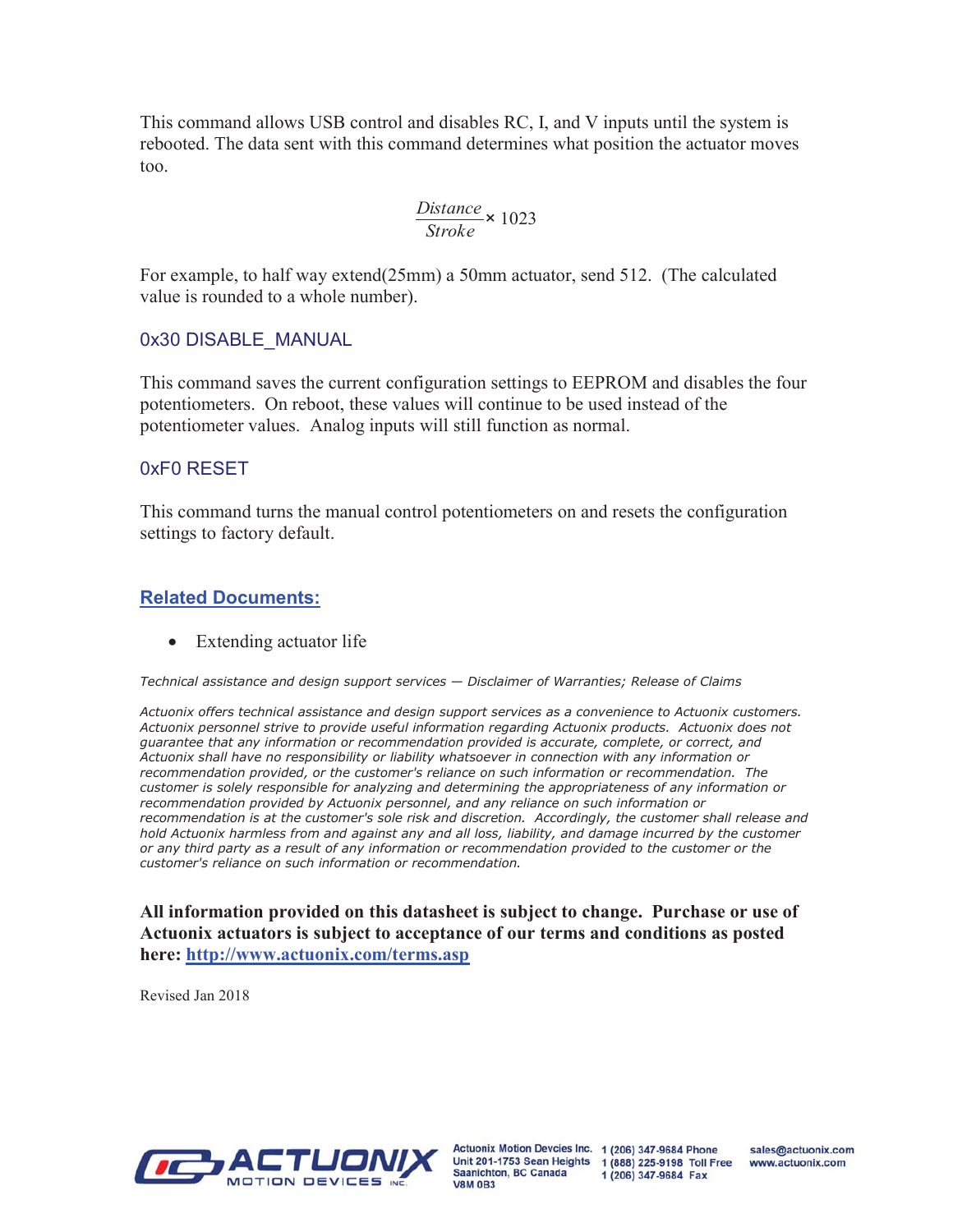This command allows USB control and disables RC, I, and V inputs until the system is rebooted. The data sent with this command determines what position the actuator moves too.

$$\frac{Distance}{Stroke} \times 1023$$

For example, to half way extend(25mm) a 50mm actuator, send 512. (The calculated value is rounded to a whole number).

### 0x30 DISABLE_MANUAL

This command saves the current configuration settings to EEPROM and disables the four potentiometers. On reboot, these values will continue to be used instead of the potentiometer values. Analog inputs will still function as normal.

### 0xF0 RESET

This command turns the manual control potentiometers on and resets the configuration settings to factory default.

## Related Documents:

- Extending actuator life

*Technical assistance and design support services — Disclaimer of Warranties; Release of Claims*

*Actuonix offers technical assistance and design support services as a convenience to Actuonix customers. Actuonix personnel strive to provide useful information regarding Actuonix products. Actuonix does not guarantee that any information or recommendation provided is accurate, complete, or correct, and Actuonix shall have no responsibility or liability whatsoever in connection with any information or recommendation provided, or the customer's reliance on such information or recommendation. The customer is solely responsible for analyzing and determining the appropriateness of any information or recommendation provided by Actuonix personnel, and any reliance on such information or recommendation is at the customer's sole risk and discretion. Accordingly, the customer shall release and hold Actuonix harmless from and against any and all loss, liability, and damage incurred by the customer or any third party as a result of any information or recommendation provided to the customer or the customer's reliance on such information or recommendation.*

**All information provided on this datasheet is subject to change. Purchase or use of Actuonix actuators is subject to acceptance of our terms and conditions as posted here: http://www.actuonix.com/terms.asp**

Revised Jan 2018

ACTUONIX MOTION DEVICES INC.

Actuonix Motion Devcies Inc.
Unit 201-1753 Sean Heights
Saanichton, BC Canada
V8M 0B3

1 (206) 347-9684 Phone
1 (888) 225-9198 Toll Free
1 (206) 347-9684 Fax

sales@actuonix.com
www.actuonix.com